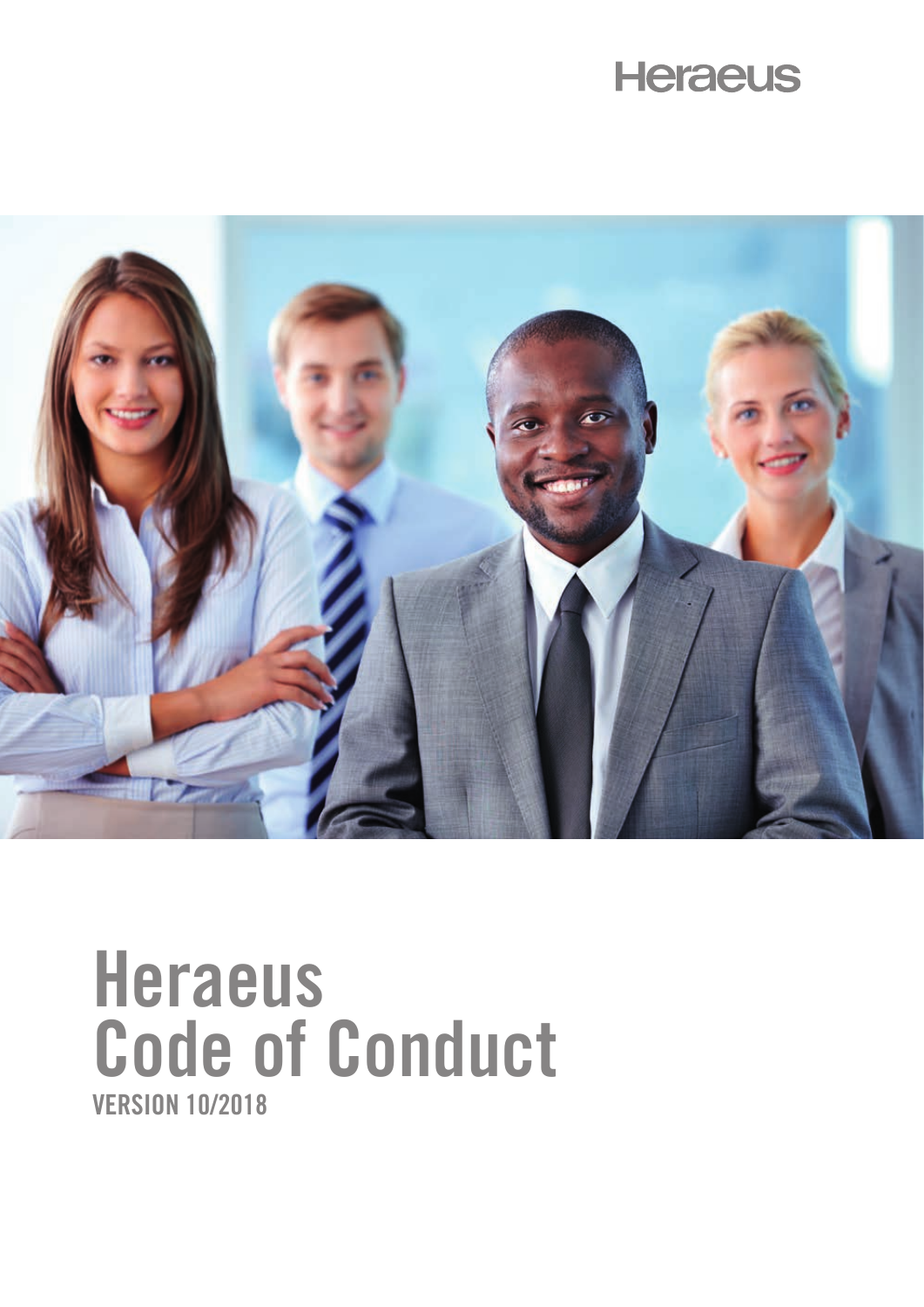Heraeus

# Heraeus Code of Conduct

VERSION 10/2018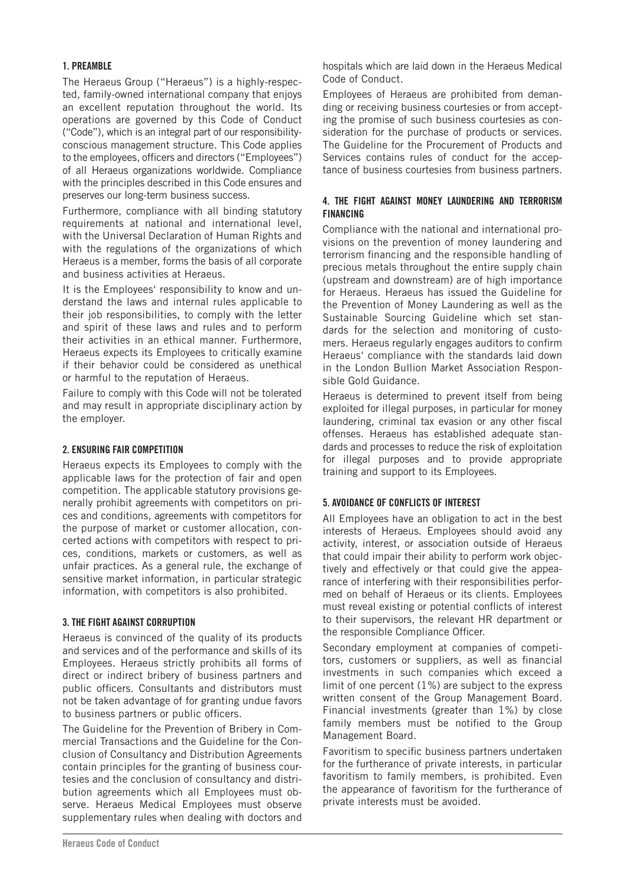## 1. PREAMBLE

The Heraeus Group ("Heraeus") is a highly-respected, family-owned international company that enjoys an excellent reputation throughout the world. Its operations are governed by this Code of Conduct ("Code"), which is an integral part of our responsibility-conscious management structure. This Code applies to the employees, officers and directors ("Employees") of all Heraeus organizations worldwide. Compliance with the principles described in this Code ensures and preserves our long-term business success.

Furthermore, compliance with all binding statutory requirements at national and international level, with the Universal Declaration of Human Rights and with the regulations of the organizations of which Heraeus is a member, forms the basis of all corporate and business activities at Heraeus.

It is the Employees' responsibility to know and understand the laws and internal rules applicable to their job responsibilities, to comply with the letter and spirit of these laws and rules and to perform their activities in an ethical manner. Furthermore, Heraeus expects its Employees to critically examine if their behavior could be considered as unethical or harmful to the reputation of Heraeus.

Failure to comply with this Code will not be tolerated and may result in appropriate disciplinary action by the employer.

## 2. ENSURING FAIR COMPETITION

Heraeus expects its Employees to comply with the applicable laws for the protection of fair and open competition. The applicable statutory provisions generally prohibit agreements with competitors on prices and conditions, agreements with competitors for the purpose of market or customer allocation, concerted actions with competitors with respect to prices, conditions, markets or customers, as well as unfair practices. As a general rule, the exchange of sensitive market information, in particular strategic information, with competitors is also prohibited.

## 3. THE FIGHT AGAINST CORRUPTION

Heraeus is convinced of the quality of its products and services and of the performance and skills of its Employees. Heraeus strictly prohibits all forms of direct or indirect bribery of business partners and public officers. Consultants and distributors must not be taken advantage of for granting undue favors to business partners or public officers.

The Guideline for the Prevention of Bribery in Commercial Transactions and the Guideline for the Conclusion of Consultancy and Distribution Agreements contain principles for the granting of business courtesies and the conclusion of consultancy and distribution agreements which all Employees must observe. Heraeus Medical Employees must observe supplementary rules when dealing with doctors and hospitals which are laid down in the Heraeus Medical Code of Conduct.

Employees of Heraeus are prohibited from demanding or receiving business courtesies or from accepting the promise of such business courtesies as consideration for the purchase of products or services. The Guideline for the Procurement of Products and Services contains rules of conduct for the acceptance of business courtesies from business partners.

## 4. THE FIGHT AGAINST MONEY LAUNDERING AND TERRORISM FINANCING

Compliance with the national and international provisions on the prevention of money laundering and terrorism financing and the responsible handling of precious metals throughout the entire supply chain (upstream and downstream) are of high importance for Heraeus. Heraeus has issued the Guideline for the Prevention of Money Laundering as well as the Sustainable Sourcing Guideline which set standards for the selection and monitoring of customers. Heraeus regularly engages auditors to confirm Heraeus' compliance with the standards laid down in the London Bullion Market Association Responsible Gold Guidance.

Heraeus is determined to prevent itself from being exploited for illegal purposes, in particular for money laundering, criminal tax evasion or any other fiscal offenses. Heraeus has established adequate standards and processes to reduce the risk of exploitation for illegal purposes and to provide appropriate training and support to its Employees.

## 5. AVOIDANCE OF CONFLICTS OF INTEREST

All Employees have an obligation to act in the best interests of Heraeus. Employees should avoid any activity, interest, or association outside of Heraeus that could impair their ability to perform work objectively and effectively or that could give the appearance of interfering with their responsibilities performed on behalf of Heraeus or its clients. Employees must reveal existing or potential conflicts of interest to their supervisors, the relevant HR department or the responsible Compliance Officer.

Secondary employment at companies of competitors, customers or suppliers, as well as financial investments in such companies which exceed a limit of one percent (1%) are subject to the express written consent of the Group Management Board. Financial investments (greater than 1%) by close family members must be notified to the Group Management Board.

Favoritism to specific business partners undertaken for the furtherance of private interests, in particular favoritism to family members, is prohibited. Even the appearance of favoritism for the furtherance of private interests must be avoided.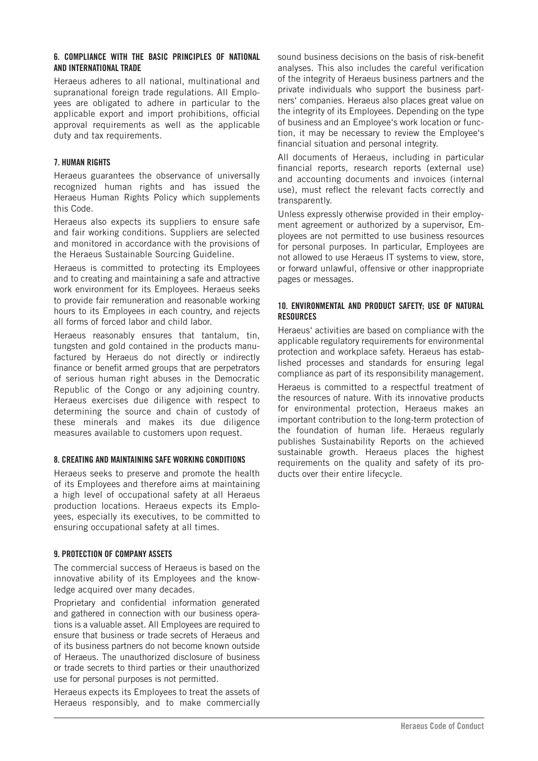## 6. COMPLIANCE WITH THE BASIC PRINCIPLES OF NATIONAL AND INTERNATIONAL TRADE

Heraeus adheres to all national, multinational and supranational foreign trade regulations. All Employees are obligated to adhere in particular to the applicable export and import prohibitions, official approval requirements as well as the applicable duty and tax requirements.

## 7. HUMAN RIGHTS

Heraeus guarantees the observance of universally recognized human rights and has issued the Heraeus Human Rights Policy which supplements this Code.

Heraeus also expects its suppliers to ensure safe and fair working conditions. Suppliers are selected and monitored in accordance with the provisions of the Heraeus Sustainable Sourcing Guideline.

Heraeus is committed to protecting its Employees and to creating and maintaining a safe and attractive work environment for its Employees. Heraeus seeks to provide fair remuneration and reasonable working hours to its Employees in each country, and rejects all forms of forced labor and child labor.

Heraeus reasonably ensures that tantalum, tin, tungsten and gold contained in the products manufactured by Heraeus do not directly or indirectly finance or benefit armed groups that are perpetrators of serious human right abuses in the Democratic Republic of the Congo or any adjoining country. Heraeus exercises due diligence with respect to determining the source and chain of custody of these minerals and makes its due diligence measures available to customers upon request.

## 8. CREATING AND MAINTAINING SAFE WORKING CONDITIONS

Heraeus seeks to preserve and promote the health of its Employees and therefore aims at maintaining a high level of occupational safety at all Heraeus production locations. Heraeus expects its Employees, especially its executives, to be committed to ensuring occupational safety at all times.

## 9. PROTECTION OF COMPANY ASSETS

The commercial success of Heraeus is based on the innovative ability of its Employees and the knowledge acquired over many decades.

Proprietary and confidential information generated and gathered in connection with our business operations is a valuable asset. All Employees are required to ensure that business or trade secrets of Heraeus and of its business partners do not become known outside of Heraeus. The unauthorized disclosure of business or trade secrets to third parties or their unauthorized use for personal purposes is not permitted.

Heraeus expects its Employees to treat the assets of Heraeus responsibly, and to make commercially sound business decisions on the basis of risk-benefit analyses. This also includes the careful verification of the integrity of Heraeus business partners and the private individuals who support the business partners' companies. Heraeus also places great value on the integrity of its Employees. Depending on the type of business and an Employee's work location or function, it may be necessary to review the Employee's financial situation and personal integrity.

All documents of Heraeus, including in particular financial reports, research reports (external use) and accounting documents and invoices (internal use), must reflect the relevant facts correctly and transparently.

Unless expressly otherwise provided in their employment agreement or authorized by a supervisor, Employees are not permitted to use business resources for personal purposes. In particular, Employees are not allowed to use Heraeus IT systems to view, store, or forward unlawful, offensive or other inappropriate pages or messages.

## 10. ENVIRONMENTAL AND PRODUCT SAFETY; USE OF NATURAL RESOURCES

Heraeus' activities are based on compliance with the applicable regulatory requirements for environmental protection and workplace safety. Heraeus has established processes and standards for ensuring legal compliance as part of its responsibility management.

Heraeus is committed to a respectful treatment of the resources of nature. With its innovative products for environmental protection, Heraeus makes an important contribution to the long-term protection of the foundation of human life. Heraeus regularly publishes Sustainability Reports on the achieved sustainable growth. Heraeus places the highest requirements on the quality and safety of its products over their entire lifecycle.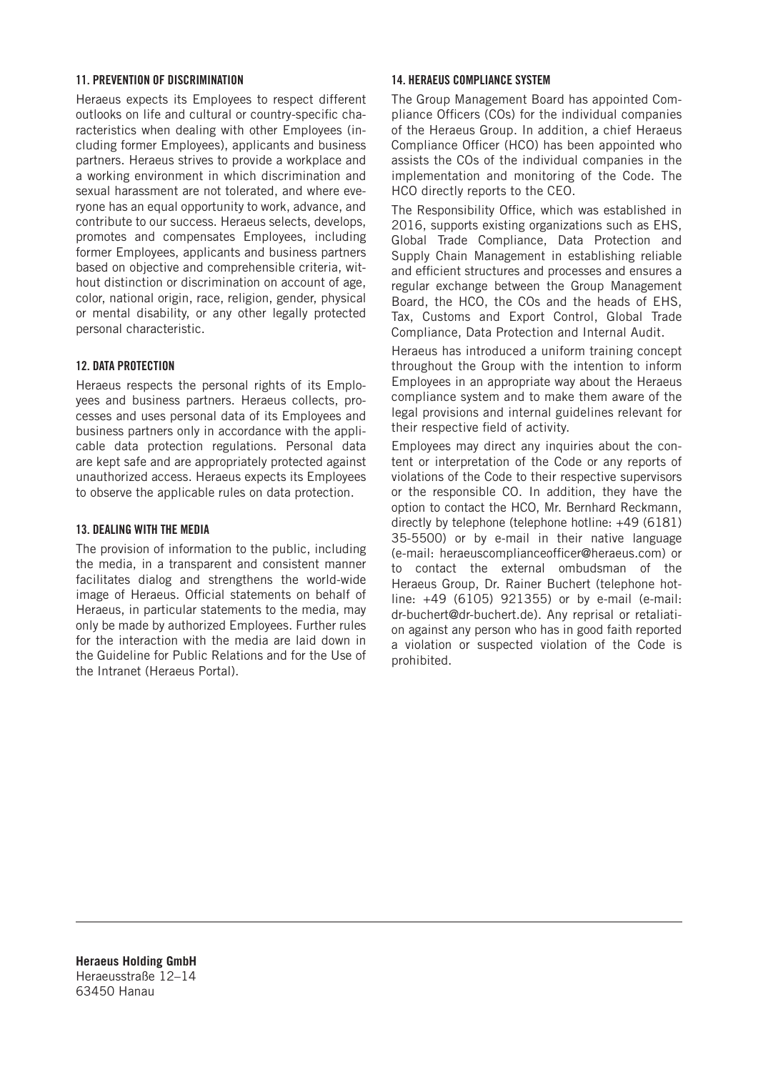## 11. PREVENTION OF DISCRIMINATION

Heraeus expects its Employees to respect different outlooks on life and cultural or country-specific characteristics when dealing with other Employees (including former Employees), applicants and business partners. Heraeus strives to provide a workplace and a working environment in which discrimination and sexual harassment are not tolerated, and where everyone has an equal opportunity to work, advance, and contribute to our success. Heraeus selects, develops, promotes and compensates Employees, including former Employees, applicants and business partners based on objective and comprehensible criteria, without distinction or discrimination on account of age, color, national origin, race, religion, gender, physical or mental disability, or any other legally protected personal characteristic.

## 12. DATA PROTECTION

Heraeus respects the personal rights of its Employees and business partners. Heraeus collects, processes and uses personal data of its Employees and business partners only in accordance with the applicable data protection regulations. Personal data are kept safe and are appropriately protected against unauthorized access. Heraeus expects its Employees to observe the applicable rules on data protection.

## 13. DEALING WITH THE MEDIA

The provision of information to the public, including the media, in a transparent and consistent manner facilitates dialog and strengthens the world-wide image of Heraeus. Official statements on behalf of Heraeus, in particular statements to the media, may only be made by authorized Employees. Further rules for the interaction with the media are laid down in the Guideline for Public Relations and for the Use of the Intranet (Heraeus Portal).

## 14. HERAEUS COMPLIANCE SYSTEM

The Group Management Board has appointed Compliance Officers (COs) for the individual companies of the Heraeus Group. In addition, a chief Heraeus Compliance Officer (HCO) has been appointed who assists the COs of the individual companies in the implementation and monitoring of the Code. The HCO directly reports to the CEO.

The Responsibility Office, which was established in 2016, supports existing organizations such as EHS, Global Trade Compliance, Data Protection and Supply Chain Management in establishing reliable and efficient structures and processes and ensures a regular exchange between the Group Management Board, the HCO, the COs and the heads of EHS, Tax, Customs and Export Control, Global Trade Compliance, Data Protection and Internal Audit.

Heraeus has introduced a uniform training concept throughout the Group with the intention to inform Employees in an appropriate way about the Heraeus compliance system and to make them aware of the legal provisions and internal guidelines relevant for their respective field of activity.

Employees may direct any inquiries about the content or interpretation of the Code or any reports of violations of the Code to their respective supervisors or the responsible CO. In addition, they have the option to contact the HCO, Mr. Bernhard Reckmann, directly by telephone (telephone hotline: +49 (6181) 35-5500) or by e-mail in their native language (e-mail: heraeuscomplianceofficer@heraeus.com) or to contact the external ombudsman of the Heraeus Group, Dr. Rainer Buchert (telephone hotline: +49 (6105) 921355) or by e-mail (e-mail: dr-buchert@dr-buchert.de). Any reprisal or retaliation against any person who has in good faith reported a violation or suspected violation of the Code is prohibited.

---

**Heraeus Holding GmbH**
Heraeusstraße 12–14
63450 Hanau